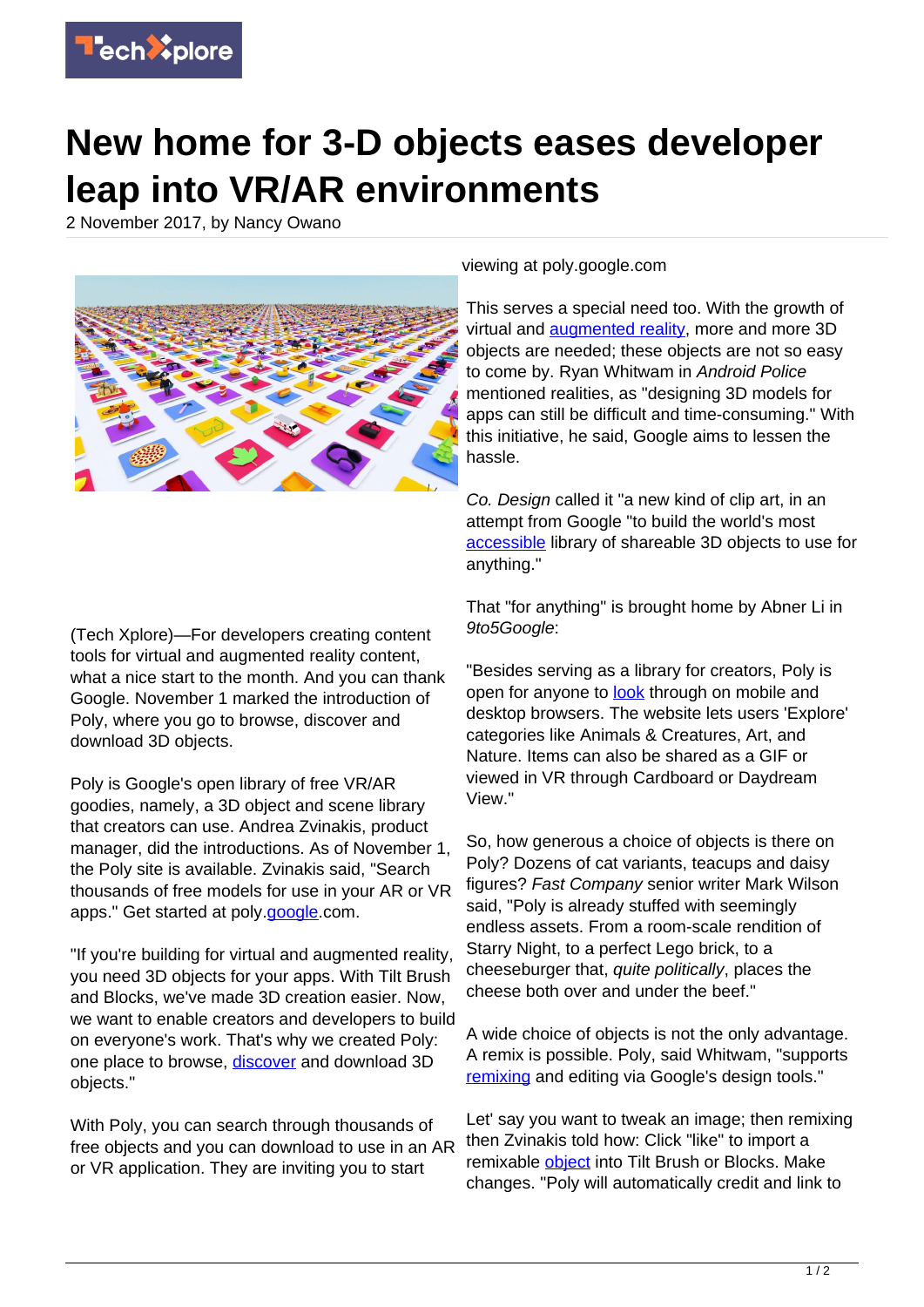# New home for 3-D objects eases developer leap into VR/AR environments

2 November 2017, by Nancy Owano

(Tech Xplore)—For developers creating content tools for virtual and augmented reality content, what a nice start to the month. And you can thank Google. November 1 marked the introduction of Poly, where you go to browse, discover and download 3D objects.

Poly is Google's open library of free VR/AR goodies, namely, a 3D object and scene library that creators can use. Andrea Zvinakis, product manager, did the introductions. As of November 1, the Poly site is available. Zvinakis said, "Search thousands of free models for use in your AR or VR apps." Get started at poly.google.com.

"If you're building for virtual and augmented reality, you need 3D objects for your apps. With Tilt Brush and Blocks, we've made 3D creation easier. Now, we want to enable creators and developers to build on everyone's work. That's why we created Poly: one place to browse, discover and download 3D objects."

With Poly, you can search through thousands of free objects and you can download to use in an AR or VR application. They are inviting you to start viewing at poly.google.com

This serves a special need too. With the growth of virtual and augmented reality, more and more 3D objects are needed; these objects are not so easy to come by. Ryan Whitwam in *Android Police* mentioned realities, as "designing 3D models for apps can still be difficult and time-consuming." With this initiative, he said, Google aims to lessen the hassle.

*Co. Design* called it "a new kind of clip art, in an attempt from Google "to build the world's most accessible library of shareable 3D objects to use for anything."

That "for anything" is brought home by Abner Li in *9to5Google*:

"Besides serving as a library for creators, Poly is open for anyone to look through on mobile and desktop browsers. The website lets users 'Explore' categories like Animals & Creatures, Art, and Nature. Items can also be shared as a GIF or viewed in VR through Cardboard or Daydream View."

So, how generous a choice of objects is there on Poly? Dozens of cat variants, teacups and daisy figures? *Fast Company* senior writer Mark Wilson said, "Poly is already stuffed with seemingly endless assets. From a room-scale rendition of Starry Night, to a perfect Lego brick, to a cheeseburger that, *quite politically*, places the cheese both over and under the beef."

A wide choice of objects is not the only advantage. A remix is possible. Poly, said Whitwam, "supports remixing and editing via Google's design tools."

Let' say you want to tweak an image; then remixing then Zvinakis told how: Click "like" to import a remixable object into Tilt Brush or Blocks. Make changes. "Poly will automatically credit and link to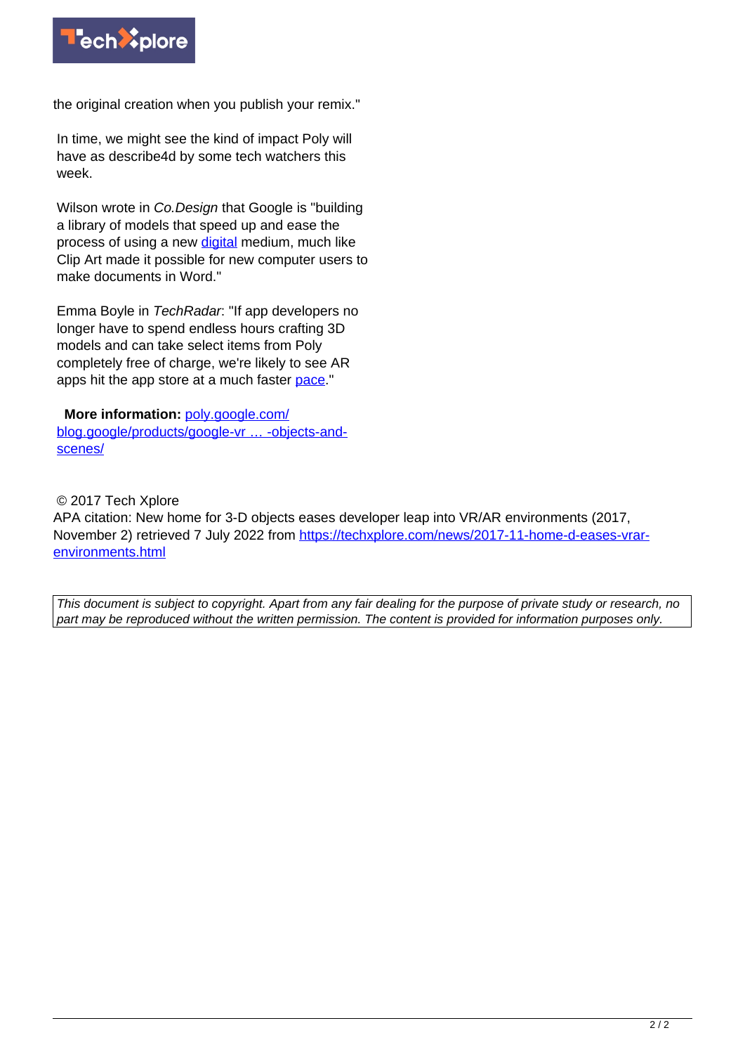the original creation when you publish your remix."

In time, we might see the kind of impact Poly will have as describe4d by some tech watchers this week.

Wilson wrote in *Co.Design* that Google is "building a library of models that speed up and ease the process of using a new digital medium, much like Clip Art made it possible for new computer users to make documents in Word."

Emma Boyle in *TechRadar*: "If app developers no longer have to spend endless hours crafting 3D models and can take select items from Poly completely free of charge, we're likely to see AR apps hit the app store at a much faster pace."

**More information:** poly.google.com/
blog.google/products/google-vr … -objects-and-scenes/

© 2017 Tech Xplore

APA citation: New home for 3-D objects eases developer leap into VR/AR environments (2017, November 2) retrieved 7 July 2022 from https://techxplore.com/news/2017-11-home-d-eases-vrar-environments.html

*This document is subject to copyright. Apart from any fair dealing for the purpose of private study or research, no part may be reproduced without the written permission. The content is provided for information purposes only.*